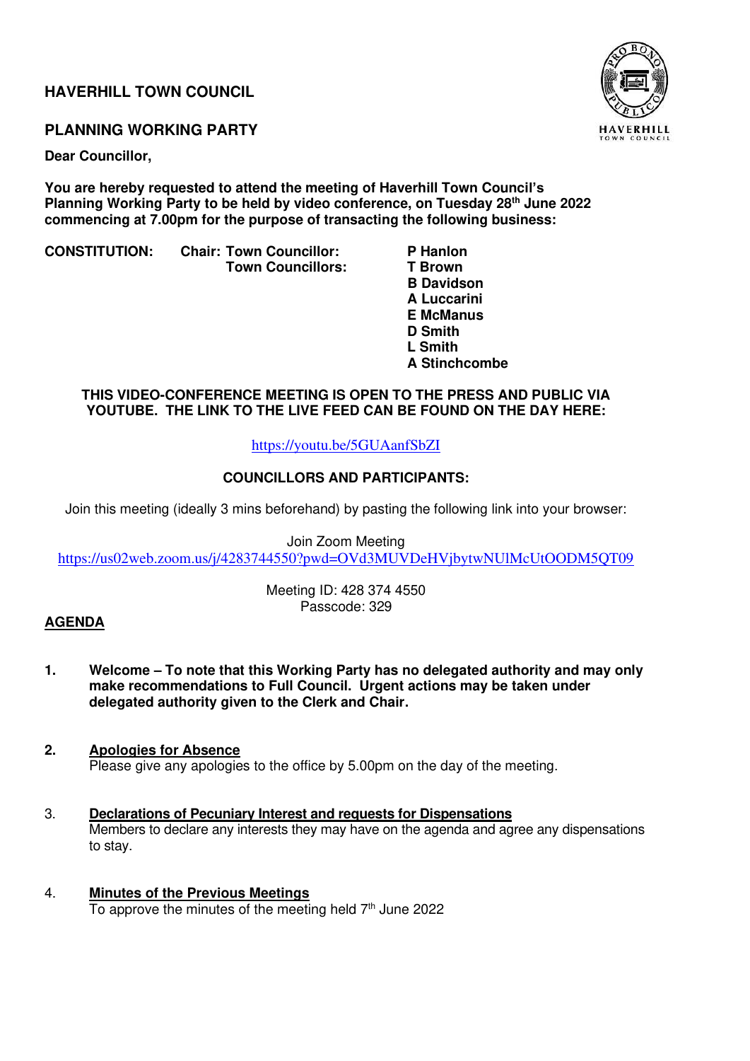# HAVERHILL TOWN COUNCIL

## PLANNING WORKING PARTY

**Dear Councillor,**

**You are hereby requested to attend the meeting of Haverhill Town Council's Planning Working Party to be held by video conference, on Tuesday 28th June 2022 commencing at 7.00pm for the purpose of transacting the following business:**

| | | |
|---|---|---|
| **CONSTITUTION:** | **Chair: Town Councillor:** | **P Hanlon** |
| | **Town Councillors:** | **T Brown** |
| | | **B Davidson** |
| | | **A Luccarini** |
| | | **E McManus** |
| | | **D Smith** |
| | | **L Smith** |
| | | **A Stinchcombe** |

**THIS VIDEO-CONFERENCE MEETING IS OPEN TO THE PRESS AND PUBLIC VIA YOUTUBE. THE LINK TO THE LIVE FEED CAN BE FOUND ON THE DAY HERE:**

https://youtu.be/5GUAanfSbZI

**COUNCILLORS AND PARTICIPANTS:**

Join this meeting (ideally 3 mins beforehand) by pasting the following link into your browser:

Join Zoom Meeting
https://us02web.zoom.us/j/4283744550?pwd=OVd3MUVDeHVjbytwNUlMcUtOODM5QT09

Meeting ID: 428 374 4550
Passcode: 329

**AGENDA**

1. **Welcome – To note that this Working Party has no delegated authority and may only make recommendations to Full Council. Urgent actions may be taken under delegated authority given to the Clerk and Chair.**

2. **Apologies for Absence**
   Please give any apologies to the office by 5.00pm on the day of the meeting.

3. **Declarations of Pecuniary Interest and requests for Dispensations**
   Members to declare any interests they may have on the agenda and agree any dispensations to stay.

4. **Minutes of the Previous Meetings**
   To approve the minutes of the meeting held 7th June 2022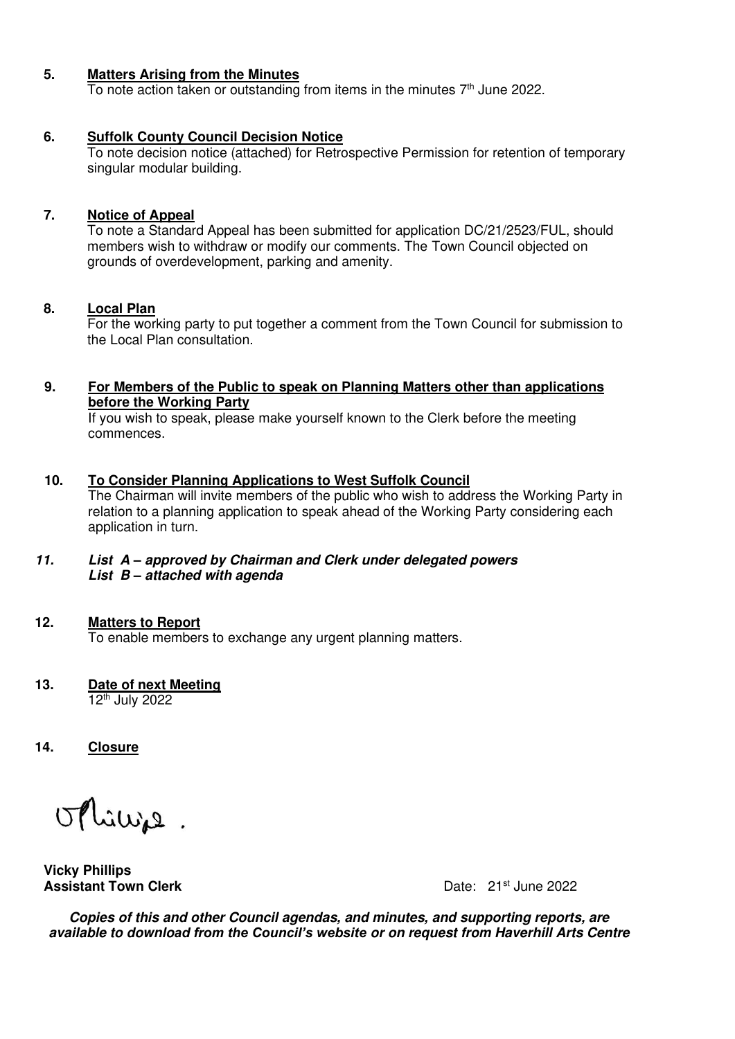**5. Matters Arising from the Minutes**

To note action taken or outstanding from items in the minutes 7th June 2022.

**6. Suffolk County Council Decision Notice**

To note decision notice (attached) for Retrospective Permission for retention of temporary singular modular building.

**7. Notice of Appeal**

To note a Standard Appeal has been submitted for application DC/21/2523/FUL, should members wish to withdraw or modify our comments. The Town Council objected on grounds of overdevelopment, parking and amenity.

**8. Local Plan**

For the working party to put together a comment from the Town Council for submission to the Local Plan consultation.

**9. For Members of the Public to speak on Planning Matters other than applications before the Working Party**

If you wish to speak, please make yourself known to the Clerk before the meeting commences.

**10. To Consider Planning Applications to West Suffolk Council**

The Chairman will invite members of the public who wish to address the Working Party in relation to a planning application to speak ahead of the Working Party considering each application in turn.

***11. List A – approved by Chairman and Clerk under delegated powers***
***List B – attached with agenda***

**12. Matters to Report**

To enable members to exchange any urgent planning matters.

**13. Date of next Meeting**

12th July 2022

**14. Closure**

**Vicky Phillips**
**Assistant Town Clerk**

Date: 21st June 2022

***Copies of this and other Council agendas, and minutes, and supporting reports, are available to download from the Council's website or on request from Haverhill Arts Centre***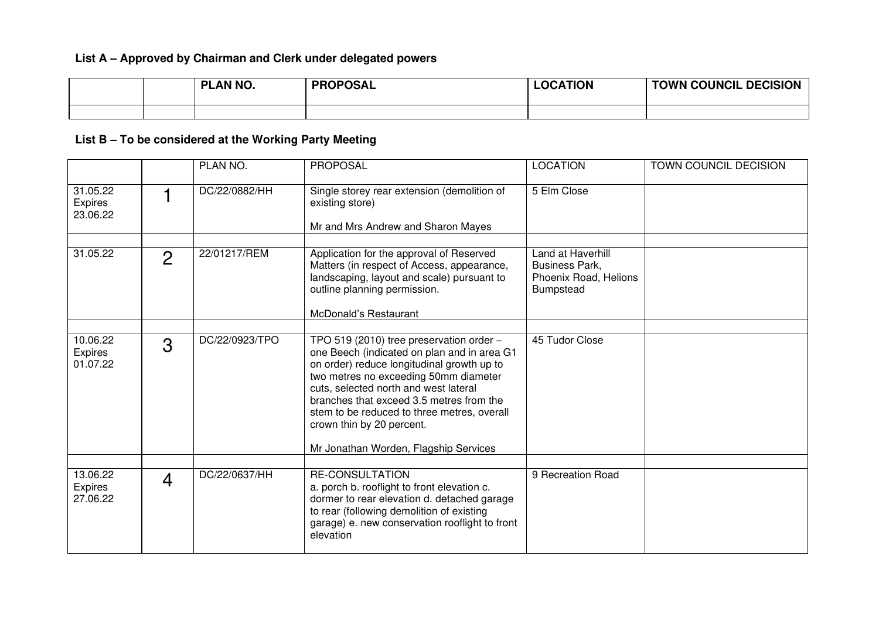**List A – Approved by Chairman and Clerk under delegated powers**

| | | PLAN NO. | PROPOSAL | LOCATION | TOWN COUNCIL DECISION |
|---|---|---|---|---|---|
| | | | | | |

**List B – To be considered at the Working Party Meeting**

| | | PLAN NO. | PROPOSAL | LOCATION | TOWN COUNCIL DECISION |
|---|---|---|---|---|---|
| 31.05.22 Expires 23.06.22 | 1 | DC/22/0882/HH | Single storey rear extension (demolition of existing store)<br><br>Mr and Mrs Andrew and Sharon Mayes | 5 Elm Close | |
| | | | | | |
| 31.05.22 | 2 | 22/01217/REM | Application for the approval of Reserved Matters (in respect of Access, appearance, landscaping, layout and scale) pursuant to outline planning permission.<br><br>McDonald's Restaurant | Land at Haverhill Business Park, Phoenix Road, Helions Bumpstead | |
| | | | | | |
| 10.06.22 Expires 01.07.22 | 3 | DC/22/0923/TPO | TPO 519 (2010) tree preservation order – one Beech (indicated on plan and in area G1 on order) reduce longitudinal growth up to two metres no exceeding 50mm diameter cuts, selected north and west lateral branches that exceed 3.5 metres from the stem to be reduced to three metres, overall crown thin by 20 percent.<br><br>Mr Jonathan Worden, Flagship Services | 45 Tudor Close | |
| | | | | | |
| 13.06.22 Expires 27.06.22 | 4 | DC/22/0637/HH | RE-CONSULTATION<br>a. porch b. rooflight to front elevation c. dormer to rear elevation d. detached garage to rear (following demolition of existing garage) e. new conservation rooflight to front elevation | 9 Recreation Road | |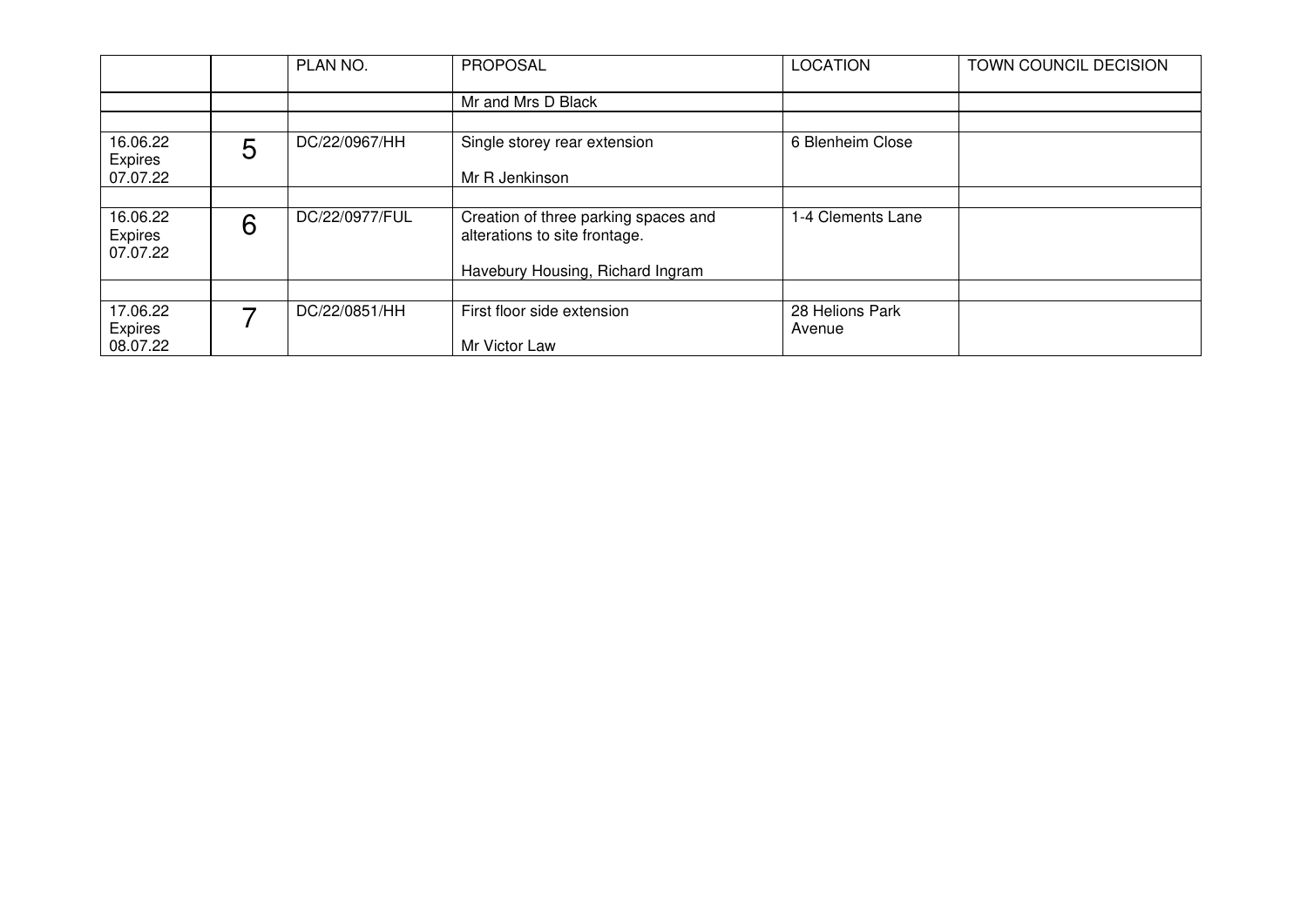| | | PLAN NO. | PROPOSAL | LOCATION | TOWN COUNCIL DECISION |
|---|---|---|---|---|---|
| | | | Mr and Mrs D Black | | |
| | | | | | |
| 16.06.22 Expires 07.07.22 | 5 | DC/22/0967/HH | Single storey rear extension<br><br>Mr R Jenkinson | 6 Blenheim Close | |
| | | | | | |
| 16.06.22 Expires 07.07.22 | 6 | DC/22/0977/FUL | Creation of three parking spaces and alterations to site frontage.<br><br>Havebury Housing, Richard Ingram | 1-4 Clements Lane | |
| | | | | | |
| 17.06.22 Expires 08.07.22 | 7 | DC/22/0851/HH | First floor side extension<br><br>Mr Victor Law | 28 Helions Park Avenue | |